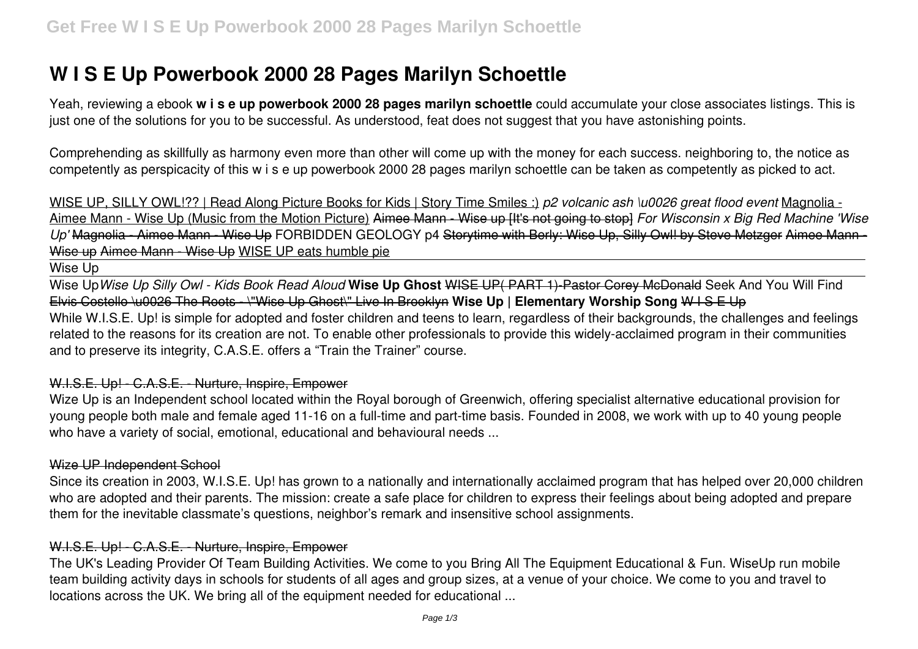# W I S E Up Powerbook 2000 28 Pages Marilyn Schoettle

Yeah, reviewing a ebook **w i s e up powerbook 2000 28 pages marilyn schoettle** could accumulate your close associates listings. This is just one of the solutions for you to be successful. As understood, feat does not suggest that you have astonishing points.

Comprehending as skillfully as harmony even more than other will come up with the money for each success. neighboring to, the notice as competently as perspicacity of this w i s e up powerbook 2000 28 pages marilyn schoettle can be taken as competently as picked to act.

WISE UP, SILLY OWL!?? | Read Along Picture Books for Kids | Story Time Smiles :) *p2 volcanic ash \u0026 great flood event* Magnolia - Aimee Mann - Wise Up (Music from the Motion Picture) ~~Aimee Mann - Wise up [It's not going to stop]~~ *For Wisconsin x Big Red Machine 'Wise Up'* ~~Magnolia - Aimee Mann - Wise Up~~ FORBIDDEN GEOLOGY p4 ~~Storytime with Berly: Wise Up, Silly Owl! by Steve Metzger~~ ~~Aimee Mann - Wise up~~ ~~Aimee Mann - Wise Up~~ WISE UP eats humble pie

Wise Up

Wise Up *Wise Up Silly Owl - Kids Book Read Aloud* **Wise Up Ghost** ~~WISE UP( PART 1)-Pastor Corey McDonald~~ Seek And You Will Find ~~Elvis Costello \u0026 The Roots - \"Wise Up Ghost\" Live In Brooklyn~~ **Wise Up | Elementary Worship Song** ~~W I S E Up~~

While W.I.S.E. Up! is simple for adopted and foster children and teens to learn, regardless of their backgrounds, the challenges and feelings related to the reasons for its creation are not. To enable other professionals to provide this widely-acclaimed program in their communities and to preserve its integrity, C.A.S.E. offers a "Train the Trainer" course.

## ~~W.I.S.E. Up! - C.A.S.E. - Nurture, Inspire, Empower~~

Wize Up is an Independent school located within the Royal borough of Greenwich, offering specialist alternative educational provision for young people both male and female aged 11-16 on a full-time and part-time basis. Founded in 2008, we work with up to 40 young people who have a variety of social, emotional, educational and behavioural needs ...

## ~~Wize UP Independent School~~

Since its creation in 2003, W.I.S.E. Up! has grown to a nationally and internationally acclaimed program that has helped over 20,000 children who are adopted and their parents. The mission: create a safe place for children to express their feelings about being adopted and prepare them for the inevitable classmate's questions, neighbor's remark and insensitive school assignments.

## ~~W.I.S.E. Up! - C.A.S.E. - Nurture, Inspire, Empower~~

The UK's Leading Provider Of Team Building Activities. We come to you Bring All The Equipment Educational & Fun. WiseUp run mobile team building activity days in schools for students of all ages and group sizes, at a venue of your choice. We come to you and travel to locations across the UK. We bring all of the equipment needed for educational ...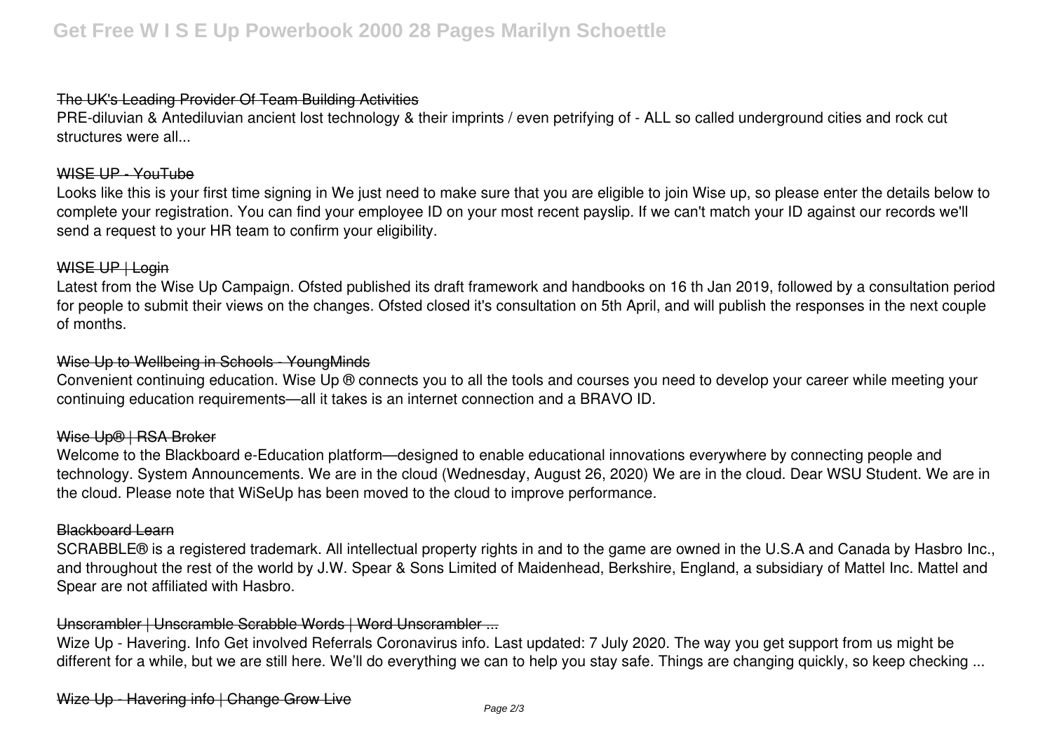### The UK's Leading Provider Of Team Building Activities

PRE-diluvian & Antediluvian ancient lost technology & their imprints / even petrifying of - ALL so called underground cities and rock cut structures were all...

### WISE UP - YouTube

Looks like this is your first time signing in We just need to make sure that you are eligible to join Wise up, so please enter the details below to complete your registration. You can find your employee ID on your most recent payslip. If we can't match your ID against our records we'll send a request to your HR team to confirm your eligibility.

### WISE UP | Login

Latest from the Wise Up Campaign. Ofsted published its draft framework and handbooks on 16 th Jan 2019, followed by a consultation period for people to submit their views on the changes. Ofsted closed it's consultation on 5th April, and will publish the responses in the next couple of months.

### Wise Up to Wellbeing in Schools - YoungMinds

Convenient continuing education. Wise Up ® connects you to all the tools and courses you need to develop your career while meeting your continuing education requirements—all it takes is an internet connection and a BRAVO ID.

### Wise Up® | RSA Broker

Welcome to the Blackboard e-Education platform—designed to enable educational innovations everywhere by connecting people and technology. System Announcements. We are in the cloud (Wednesday, August 26, 2020) We are in the cloud. Dear WSU Student. We are in the cloud. Please note that WiSeUp has been moved to the cloud to improve performance.

### Blackboard Learn

SCRABBLE® is a registered trademark. All intellectual property rights in and to the game are owned in the U.S.A and Canada by Hasbro Inc., and throughout the rest of the world by J.W. Spear & Sons Limited of Maidenhead, Berkshire, England, a subsidiary of Mattel Inc. Mattel and Spear are not affiliated with Hasbro.

### Unscrambler | Unscramble Scrabble Words | Word Unscrambler ...

Wize Up - Havering. Info Get involved Referrals Coronavirus info. Last updated: 7 July 2020. The way you get support from us might be different for a while, but we are still here. We'll do everything we can to help you stay safe. Things are changing quickly, so keep checking ...

### Wize Up - Havering info | Change Grow Live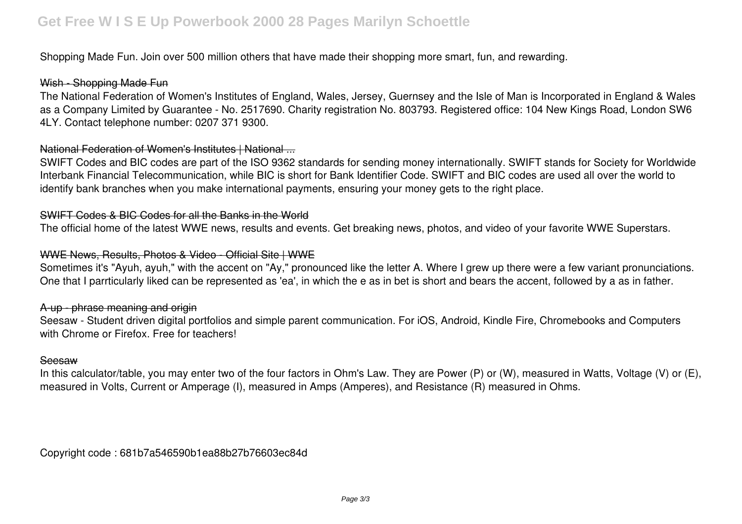Shopping Made Fun. Join over 500 million others that have made their shopping more smart, fun, and rewarding.

Wish - Shopping Made Fun

The National Federation of Women's Institutes of England, Wales, Jersey, Guernsey and the Isle of Man is Incorporated in England & Wales as a Company Limited by Guarantee - No. 2517690. Charity registration No. 803793. Registered office: 104 New Kings Road, London SW6 4LY. Contact telephone number: 0207 371 9300.

National Federation of Women's Institutes | National ...

SWIFT Codes and BIC codes are part of the ISO 9362 standards for sending money internationally. SWIFT stands for Society for Worldwide Interbank Financial Telecommunication, while BIC is short for Bank Identifier Code. SWIFT and BIC codes are used all over the world to identify bank branches when you make international payments, ensuring your money gets to the right place.

SWIFT Codes & BIC Codes for all the Banks in the World

The official home of the latest WWE news, results and events. Get breaking news, photos, and video of your favorite WWE Superstars.

WWE News, Results, Photos & Video - Official Site | WWE

Sometimes it's "Ayuh, ayuh," with the accent on "Ay," pronounced like the letter A. Where I grew up there were a few variant pronunciations. One that I parrticularly liked can be represented as 'ea', in which the e as in bet is short and bears the accent, followed by a as in father.

A-up - phrase meaning and origin

Seesaw - Student driven digital portfolios and simple parent communication. For iOS, Android, Kindle Fire, Chromebooks and Computers with Chrome or Firefox. Free for teachers!

Seesaw

In this calculator/table, you may enter two of the four factors in Ohm's Law. They are Power (P) or (W), measured in Watts, Voltage (V) or (E), measured in Volts, Current or Amperage (I), measured in Amps (Amperes), and Resistance (R) measured in Ohms.

Copyright code : 681b7a546590b1ea88b27b76603ec84d